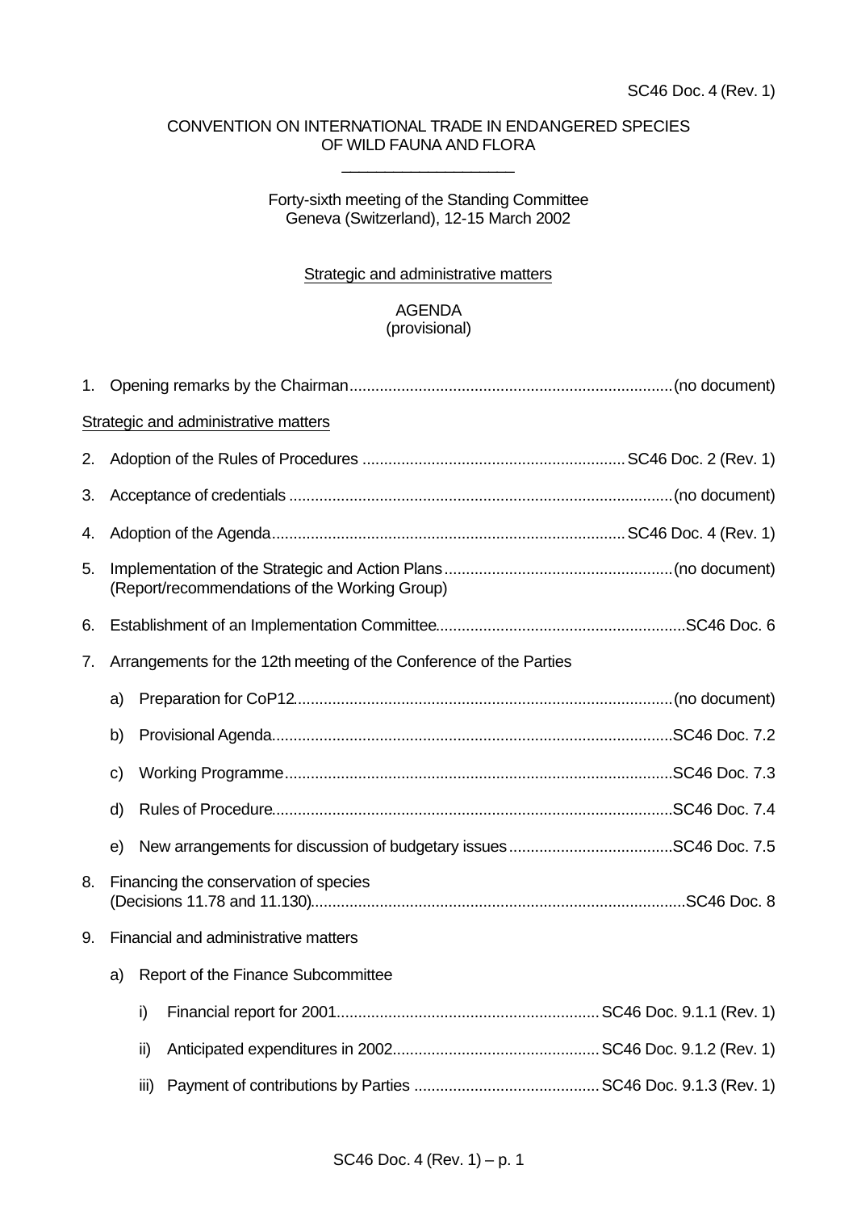SC46 Doc. 4 (Rev. 1)

CONVENTION ON INTERNATIONAL TRADE IN ENDANGERED SPECIES
OF WILD FAUNA AND FLORA

---

Forty-sixth meeting of the Standing Committee
Geneva (Switzerland), 12-15 March 2002

Strategic and administrative matters

AGENDA
(provisional)

1. Opening remarks by the Chairman.......................................................................(no document)

Strategic and administrative matters

2. Adoption of the Rules of Procedures ............................................................SC46 Doc. 2 (Rev. 1)

3. Acceptance of credentials .......................................................................................(no document)

4. Adoption of the Agenda..................................................................................SC46 Doc. 4 (Rev. 1)

5. Implementation of the Strategic and Action Plans.....................................................(no document)
   (Report/recommendations of the Working Group)

6. Establishment of an Implementation Committee..........................................................SC46 Doc. 6

7. Arrangements for the 12th meeting of the Conference of the Parties

   a) Preparation for CoP12.......................................................................................(no document)

   b) Provisional Agenda.............................................................................................SC46 Doc. 7.2

   c) Working Programme..........................................................................................SC46 Doc. 7.3

   d) Rules of Procedure.............................................................................................SC46 Doc. 7.4

   e) New arrangements for discussion of budgetary issues......................................SC46 Doc. 7.5

8. Financing the conservation of species
   (Decisions 11.78 and 11.130).....................................................................................SC46 Doc. 8

9. Financial and administrative matters

   a) Report of the Finance Subcommittee

      i) Financial report for 2001.............................................................SC46 Doc. 9.1.1 (Rev. 1)

      ii) Anticipated expenditures in 2002................................................SC46 Doc. 9.1.2 (Rev. 1)

      iii) Payment of contributions by Parties ...........................................SC46 Doc. 9.1.3 (Rev. 1)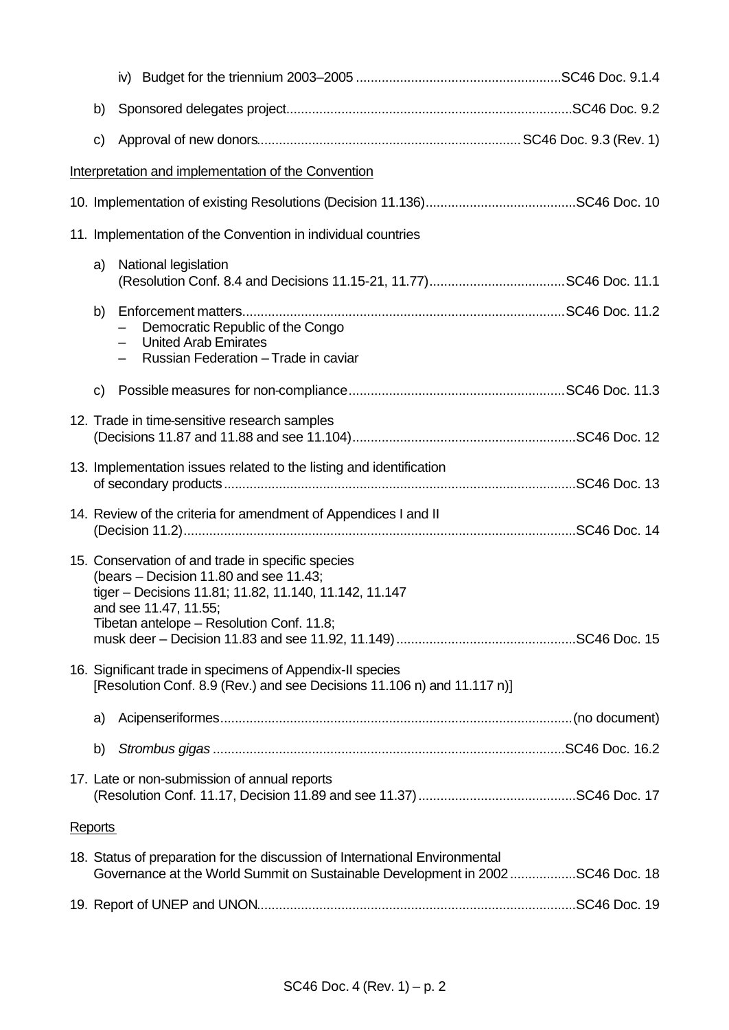iv) Budget for the triennium 2003–2005 ........................................................SC46 Doc. 9.1.4

b) Sponsored delegates project.............................................................................SC46 Doc. 9.2

c) Approval of new donors....................................................................... SC46 Doc. 9.3 (Rev. 1)

Interpretation and implementation of the Convention

10. Implementation of existing Resolutions (Decision 11.136).........................................SC46 Doc. 10

11. Implementation of the Convention in individual countries

a) National legislation
(Resolution Conf. 8.4 and Decisions 11.15-21, 11.77).....................................SC46 Doc. 11.1

b) Enforcement matters........................................................................................SC46 Doc. 11.2
– Democratic Republic of the Congo
– United Arab Emirates
– Russian Federation – Trade in caviar

c) Possible measures for non-compliance...........................................................SC46 Doc. 11.3

12. Trade in time-sensitive research samples
(Decisions 11.87 and 11.88 and see 11.104).............................................................SC46 Doc. 12

13. Implementation issues related to the listing and identification
of secondary products...............................................................................................SC46 Doc. 13

14. Review of the criteria for amendment of Appendices I and II
(Decision 11.2)..........................................................................................................SC46 Doc. 14

15. Conservation of and trade in specific species
(bears – Decision 11.80 and see 11.43;
tiger – Decisions 11.81; 11.82, 11.140, 11.142, 11.147
and see 11.47, 11.55;
Tibetan antelope – Resolution Conf. 11.8;
musk deer – Decision 11.83 and see 11.92, 11.149).................................................SC46 Doc. 15

16. Significant trade in specimens of Appendix-II species
[Resolution Conf. 8.9 (Rev.) and see Decisions 11.106 n) and 11.117 n)]

a) Acipenseriformes................................................................................................(no document)

b) *Strombus gigas* ...............................................................................................SC46 Doc. 16.2

17. Late or non-submission of annual reports
(Resolution Conf. 11.17, Decision 11.89 and see 11.37)...........................................SC46 Doc. 17

Reports

18. Status of preparation for the discussion of International Environmental
Governance at the World Summit on Sustainable Development in 2002..................SC46 Doc. 18

19. Report of UNEP and UNON......................................................................................SC46 Doc. 19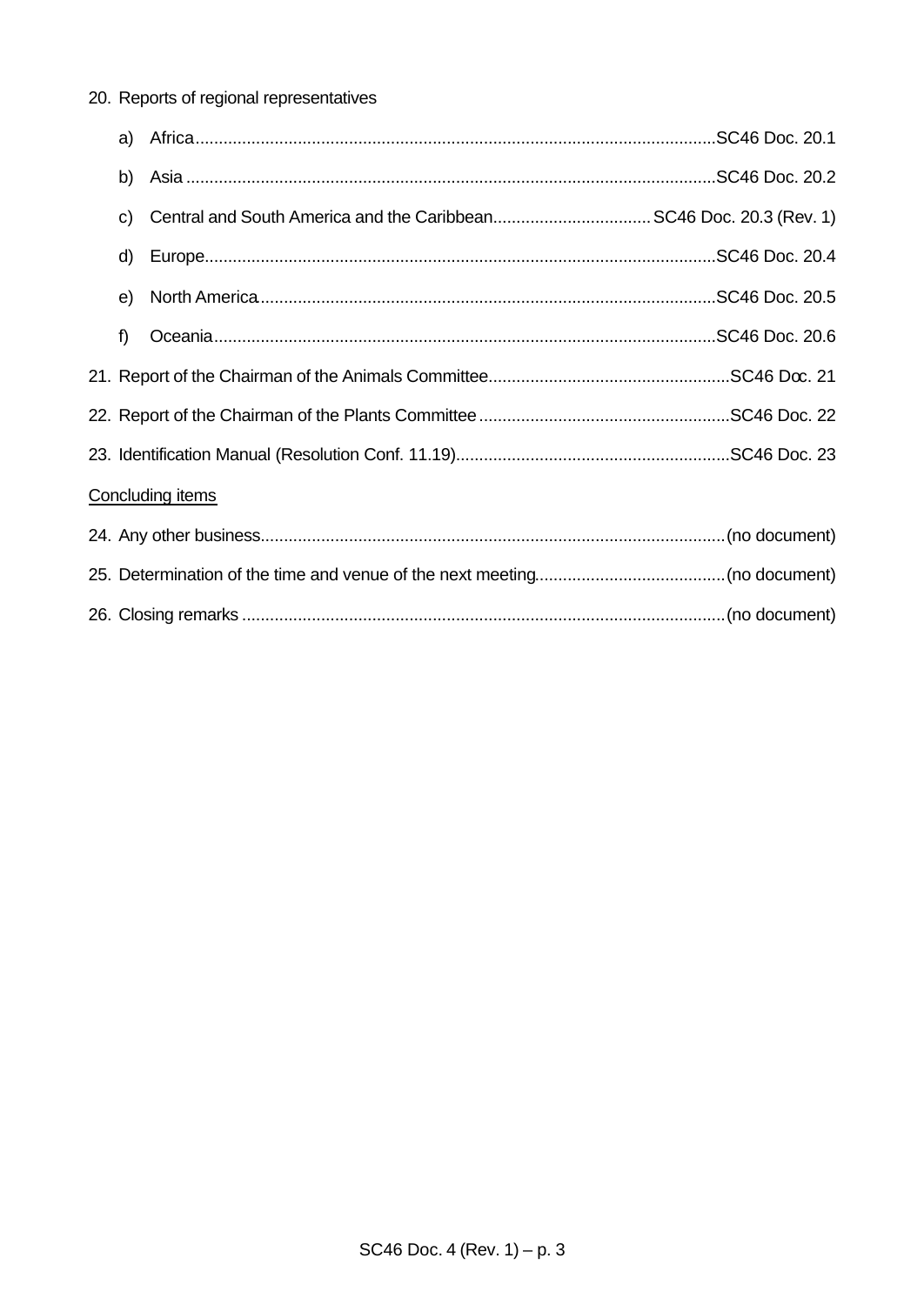20. Reports of regional representatives

    a) Africa..............................................................................................................SC46 Doc. 20.1

    b) Asia ................................................................................................................SC46 Doc. 20.2

    c) Central and South America and the Caribbean.................................SC46 Doc. 20.3 (Rev. 1)

    d) Europe............................................................................................................SC46 Doc. 20.4

    e) North America.................................................................................................SC46 Doc. 20.5

    f) Oceania...........................................................................................................SC46 Doc. 20.6

21. Report of the Chairman of the Animals Committee...................................................SC46 Doc. 21

22. Report of the Chairman of the Plants Committee .....................................................SC46 Doc. 22

23. Identification Manual (Resolution Conf. 11.19)..........................................................SC46 Doc. 23

<u>Concluding items</u>

24. Any other business..................................................................................................(no document)

25. Determination of the time and venue of the next meeting........................................(no document)

26. Closing remarks ......................................................................................................(no document)